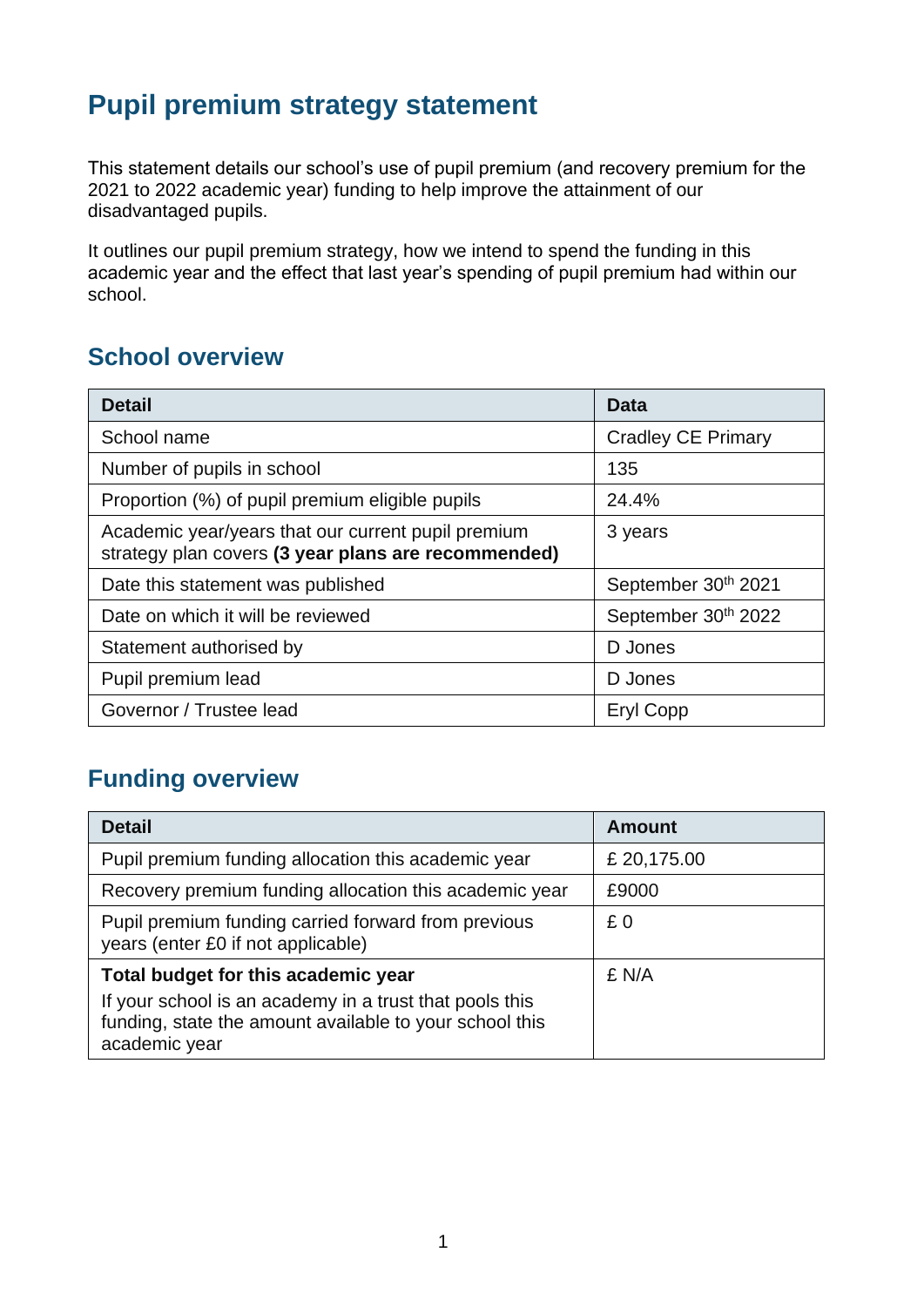# Pupil premium strategy statement

This statement details our school's use of pupil premium (and recovery premium for the 2021 to 2022 academic year) funding to help improve the attainment of our disadvantaged pupils.

It outlines our pupil premium strategy, how we intend to spend the funding in this academic year and the effect that last year's spending of pupil premium had within our school.

## School overview

| Detail | Data |
|---|---|
| School name | Cradley CE Primary |
| Number of pupils in school | 135 |
| Proportion (%) of pupil premium eligible pupils | 24.4% |
| Academic year/years that our current pupil premium strategy plan covers **(3 year plans are recommended)** | 3 years |
| Date this statement was published | September 30th 2021 |
| Date on which it will be reviewed | September 30th 2022 |
| Statement authorised by | D Jones |
| Pupil premium lead | D Jones |
| Governor / Trustee lead | Eryl Copp |

## Funding overview

| Detail | Amount |
|---|---|
| Pupil premium funding allocation this academic year | £ 20,175.00 |
| Recovery premium funding allocation this academic year | £9000 |
| Pupil premium funding carried forward from previous years (enter £0 if not applicable) | £ 0 |
| **Total budget for this academic year** If your school is an academy in a trust that pools this funding, state the amount available to your school this academic year | £ N/A |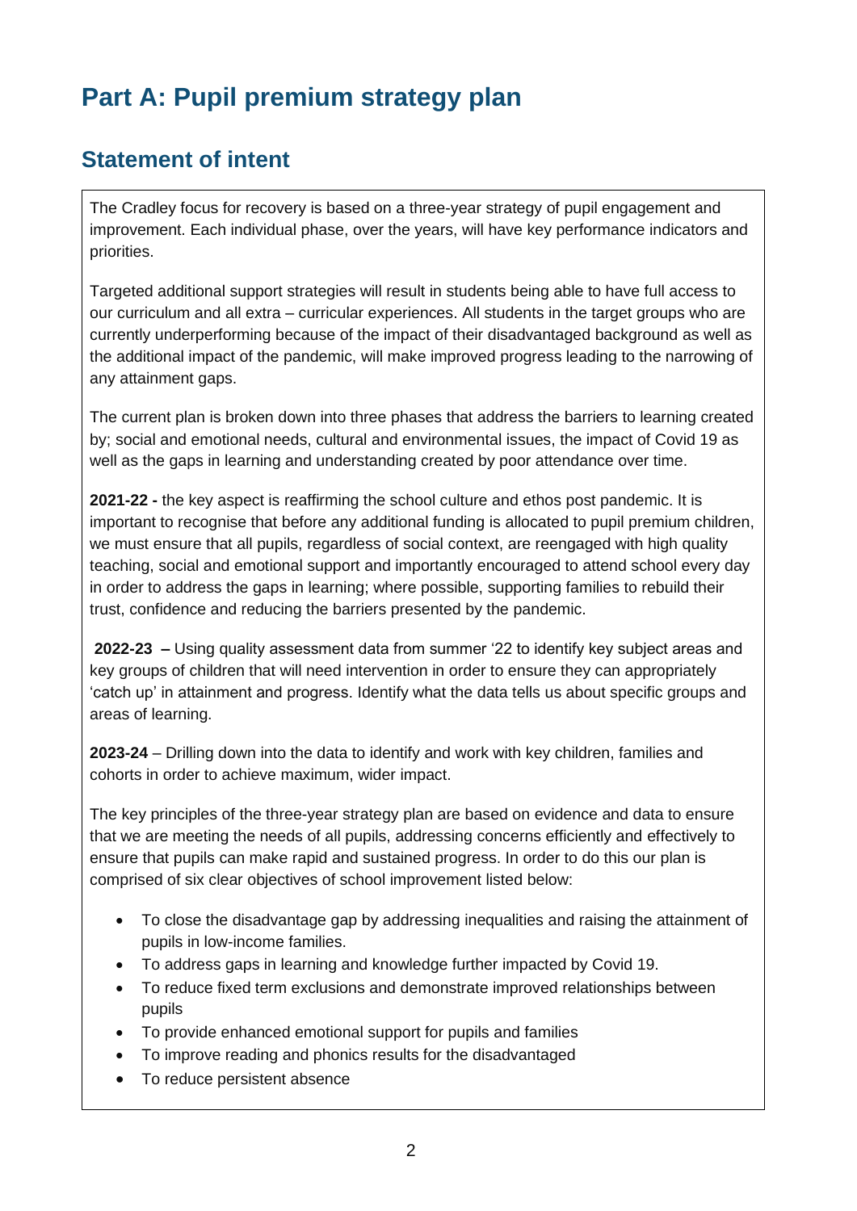# Part A: Pupil premium strategy plan

## Statement of intent

The Cradley focus for recovery is based on a three-year strategy of pupil engagement and improvement. Each individual phase, over the years, will have key performance indicators and priorities.

Targeted additional support strategies will result in students being able to have full access to our curriculum and all extra – curricular experiences. All students in the target groups who are currently underperforming because of the impact of their disadvantaged background as well as the additional impact of the pandemic, will make improved progress leading to the narrowing of any attainment gaps.

The current plan is broken down into three phases that address the barriers to learning created by; social and emotional needs, cultural and environmental issues, the impact of Covid 19 as well as the gaps in learning and understanding created by poor attendance over time.

**2021-22 -** the key aspect is reaffirming the school culture and ethos post pandemic. It is important to recognise that before any additional funding is allocated to pupil premium children, we must ensure that all pupils, regardless of social context, are reengaged with high quality teaching, social and emotional support and importantly encouraged to attend school every day in order to address the gaps in learning; where possible, supporting families to rebuild their trust, confidence and reducing the barriers presented by the pandemic.

**2022-23 –** Using quality assessment data from summer '22 to identify key subject areas and key groups of children that will need intervention in order to ensure they can appropriately 'catch up' in attainment and progress. Identify what the data tells us about specific groups and areas of learning.

**2023-24** – Drilling down into the data to identify and work with key children, families and cohorts in order to achieve maximum, wider impact.

The key principles of the three-year strategy plan are based on evidence and data to ensure that we are meeting the needs of all pupils, addressing concerns efficiently and effectively to ensure that pupils can make rapid and sustained progress. In order to do this our plan is comprised of six clear objectives of school improvement listed below:

- To close the disadvantage gap by addressing inequalities and raising the attainment of pupils in low-income families.
- To address gaps in learning and knowledge further impacted by Covid 19.
- To reduce fixed term exclusions and demonstrate improved relationships between pupils
- To provide enhanced emotional support for pupils and families
- To improve reading and phonics results for the disadvantaged
- To reduce persistent absence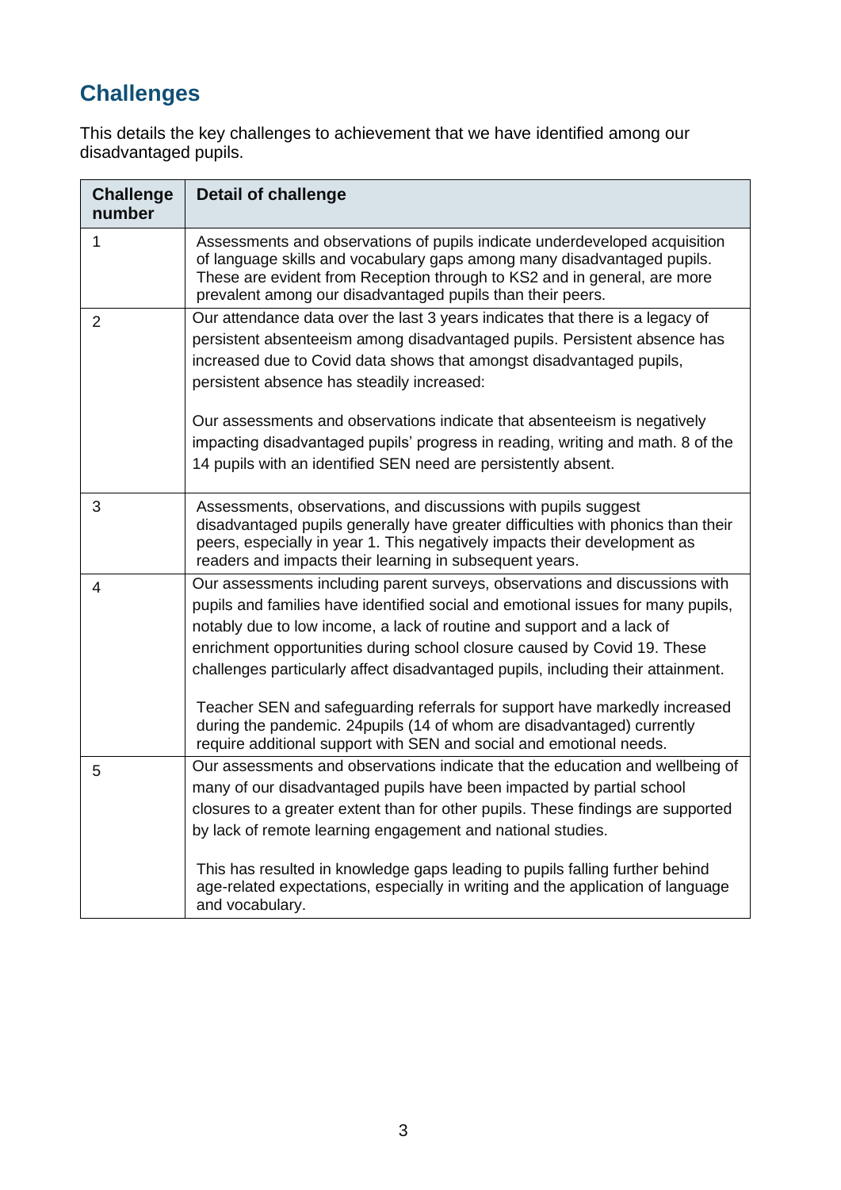## Challenges

This details the key challenges to achievement that we have identified among our disadvantaged pupils.

| Challenge number | Detail of challenge |
|---|---|
| 1 | Assessments and observations of pupils indicate underdeveloped acquisition of language skills and vocabulary gaps among many disadvantaged pupils. These are evident from Reception through to KS2 and in general, are more prevalent among our disadvantaged pupils than their peers. |
| 2 | Our attendance data over the last 3 years indicates that there is a legacy of persistent absenteeism among disadvantaged pupils. Persistent absence has increased due to Covid data shows that amongst disadvantaged pupils, persistent absence has steadily increased:<br><br>Our assessments and observations indicate that absenteeism is negatively impacting disadvantaged pupils' progress in reading, writing and math. 8 of the 14 pupils with an identified SEN need are persistently absent. |
| 3 | Assessments, observations, and discussions with pupils suggest disadvantaged pupils generally have greater difficulties with phonics than their peers, especially in year 1. This negatively impacts their development as readers and impacts their learning in subsequent years. |
| 4 | Our assessments including parent surveys, observations and discussions with pupils and families have identified social and emotional issues for many pupils, notably due to low income, a lack of routine and support and a lack of enrichment opportunities during school closure caused by Covid 19. These challenges particularly affect disadvantaged pupils, including their attainment.<br><br>Teacher SEN and safeguarding referrals for support have markedly increased during the pandemic. 24pupils (14 of whom are disadvantaged) currently require additional support with SEN and social and emotional needs. |
| 5 | Our assessments and observations indicate that the education and wellbeing of many of our disadvantaged pupils have been impacted by partial school closures to a greater extent than for other pupils. These findings are supported by lack of remote learning engagement and national studies.<br><br>This has resulted in knowledge gaps leading to pupils falling further behind age-related expectations, especially in writing and the application of language and vocabulary. |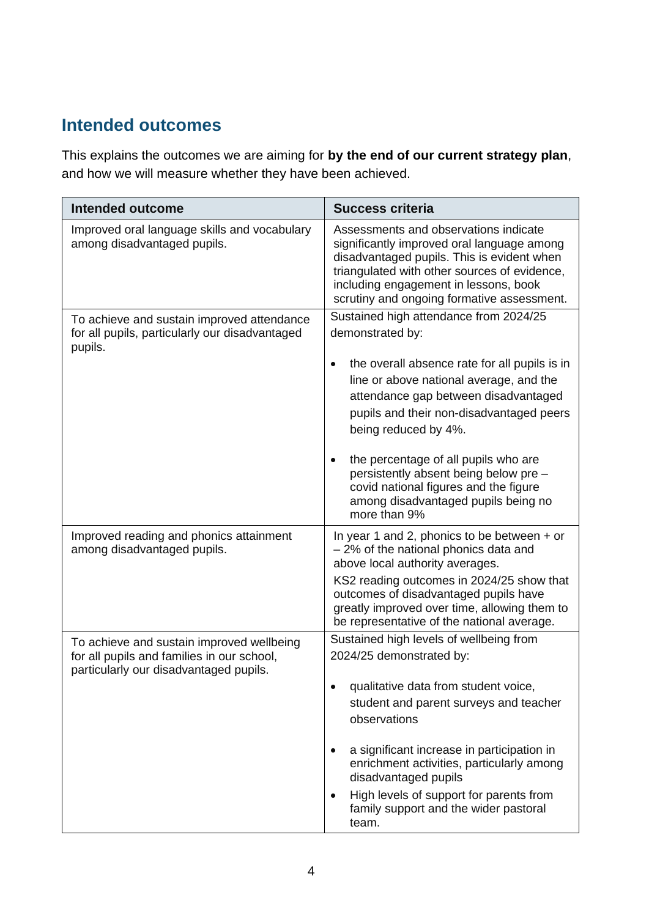## Intended outcomes

This explains the outcomes we are aiming for **by the end of our current strategy plan**, and how we will measure whether they have been achieved.

| Intended outcome | Success criteria |
| --- | --- |
| Improved oral language skills and vocabulary among disadvantaged pupils. | Assessments and observations indicate significantly improved oral language among disadvantaged pupils. This is evident when triangulated with other sources of evidence, including engagement in lessons, book scrutiny and ongoing formative assessment. |
| To achieve and sustain improved attendance for all pupils, particularly our disadvantaged pupils. | Sustained high attendance from 2024/25 demonstrated by:<br>• the overall absence rate for all pupils is in line or above national average, and the attendance gap between disadvantaged pupils and their non-disadvantaged peers being reduced by 4%.<br>• the percentage of all pupils who are persistently absent being below pre – covid national figures and the figure among disadvantaged pupils being no more than 9% |
| Improved reading and phonics attainment among disadvantaged pupils. | In year 1 and 2, phonics to be between + or – 2% of the national phonics data and above local authority averages.<br>KS2 reading outcomes in 2024/25 show that outcomes of disadvantaged pupils have greatly improved over time, allowing them to be representative of the national average. |
| To achieve and sustain improved wellbeing for all pupils and families in our school, particularly our disadvantaged pupils. | Sustained high levels of wellbeing from 2024/25 demonstrated by:<br>• qualitative data from student voice, student and parent surveys and teacher observations<br>• a significant increase in participation in enrichment activities, particularly among disadvantaged pupils<br>• High levels of support for parents from family support and the wider pastoral team. |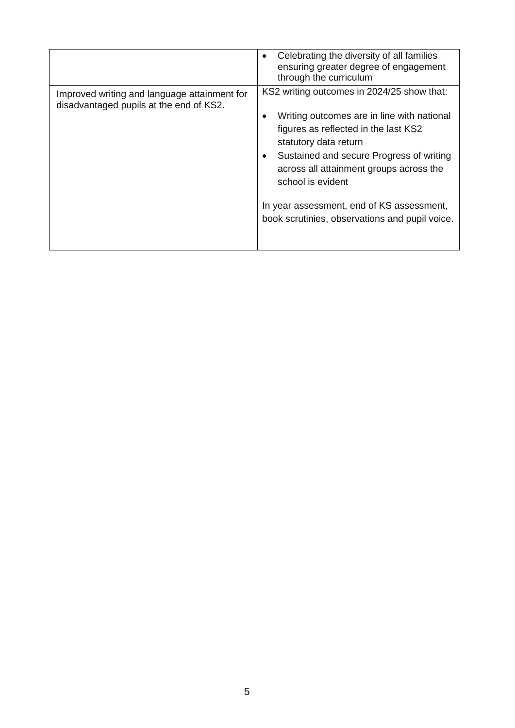| | |
|---|---|
| | • Celebrating the diversity of all families ensuring greater degree of engagement through the curriculum |
| Improved writing and language attainment for disadvantaged pupils at the end of KS2. | KS2 writing outcomes in 2024/25 show that:<br><br>• Writing outcomes are in line with national figures as reflected in the last KS2 statutory data return<br>• Sustained and secure Progress of writing across all attainment groups across the school is evident<br><br>In year assessment, end of KS assessment, book scrutinies, observations and pupil voice. |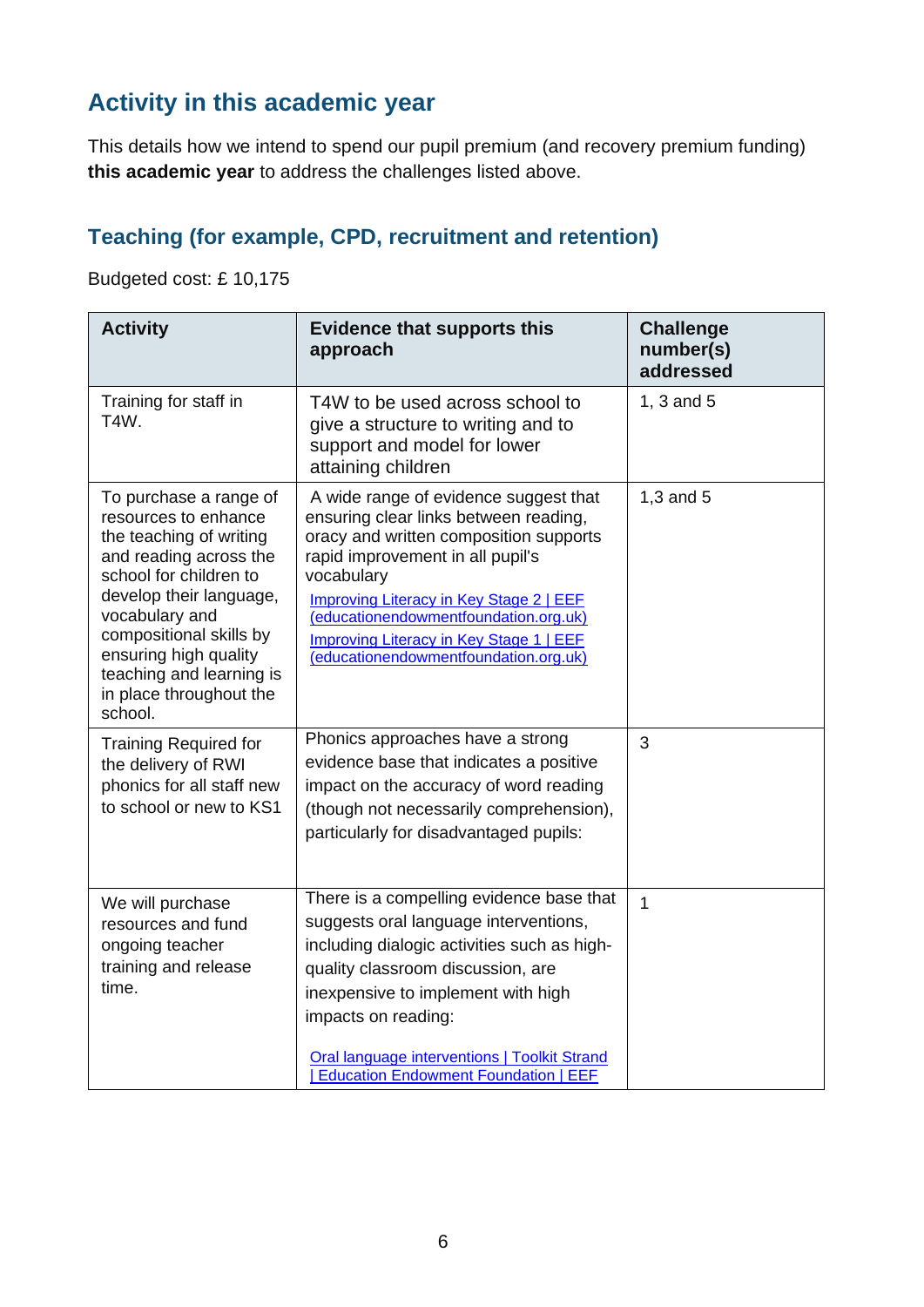## Activity in this academic year

This details how we intend to spend our pupil premium (and recovery premium funding) **this academic year** to address the challenges listed above.

### Teaching (for example, CPD, recruitment and retention)

Budgeted cost: £ 10,175

| Activity | Evidence that supports this approach | Challenge number(s) addressed |
|---|---|---|
| Training for staff in T4W. | T4W to be used across school to give a structure to writing and to support and model for lower attaining children | 1, 3 and 5 |
| To purchase a range of resources to enhance the teaching of writing and reading across the school for children to develop their language, vocabulary and compositional skills by ensuring high quality teaching and learning is in place throughout the school. | A wide range of evidence suggest that ensuring clear links between reading, oracy and written composition supports rapid improvement in all pupil's vocabulary<br>Improving Literacy in Key Stage 2 \| EEF (educationendowmentfoundation.org.uk)<br>Improving Literacy in Key Stage 1 \| EEF (educationendowmentfoundation.org.uk) | 1,3 and 5 |
| Training Required for the delivery of RWI phonics for all staff new to school or new to KS1 | Phonics approaches have a strong evidence base that indicates a positive impact on the accuracy of word reading (though not necessarily comprehension), particularly for disadvantaged pupils: | 3 |
| We will purchase resources and fund ongoing teacher training and release time. | There is a compelling evidence base that suggests oral language interventions, including dialogic activities such as high-quality classroom discussion, are inexpensive to implement with high impacts on reading:<br>Oral language interventions \| Toolkit Strand \| Education Endowment Foundation \| EEF | 1 |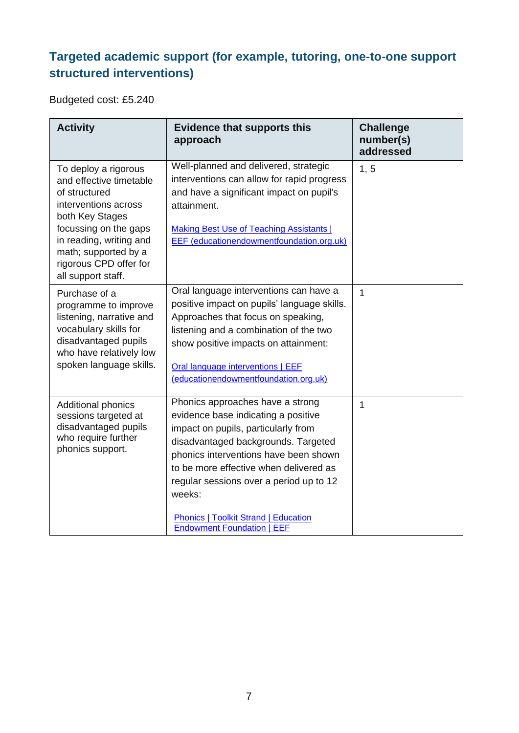## Targeted academic support (for example, tutoring, one-to-one support structured interventions)

Budgeted cost: £5.240

| Activity | Evidence that supports this approach | Challenge number(s) addressed |
|---|---|---|
| To deploy a rigorous and effective timetable of structured interventions across both Key Stages focussing on the gaps in reading, writing and math; supported by a rigorous CPD offer for all support staff. | Well-planned and delivered, strategic interventions can allow for rapid progress and have a significant impact on pupil's attainment.<br><br>[Making Best Use of Teaching Assistants \| EEF (educationendowmentfoundation.org.uk)]() | 1, 5 |
| Purchase of a programme to improve listening, narrative and vocabulary skills for disadvantaged pupils who have relatively low spoken language skills. | Oral language interventions can have a positive impact on pupils' language skills. Approaches that focus on speaking, listening and a combination of the two show positive impacts on attainment:<br><br>[Oral language interventions \| EEF (educationendowmentfoundation.org.uk)]() | 1 |
| Additional phonics sessions targeted at disadvantaged pupils who require further phonics support. | Phonics approaches have a strong evidence base indicating a positive impact on pupils, particularly from disadvantaged backgrounds. Targeted phonics interventions have been shown to be more effective when delivered as regular sessions over a period up to 12 weeks:<br><br>[Phonics \| Toolkit Strand \| Education Endowment Foundation \| EEF]() | 1 |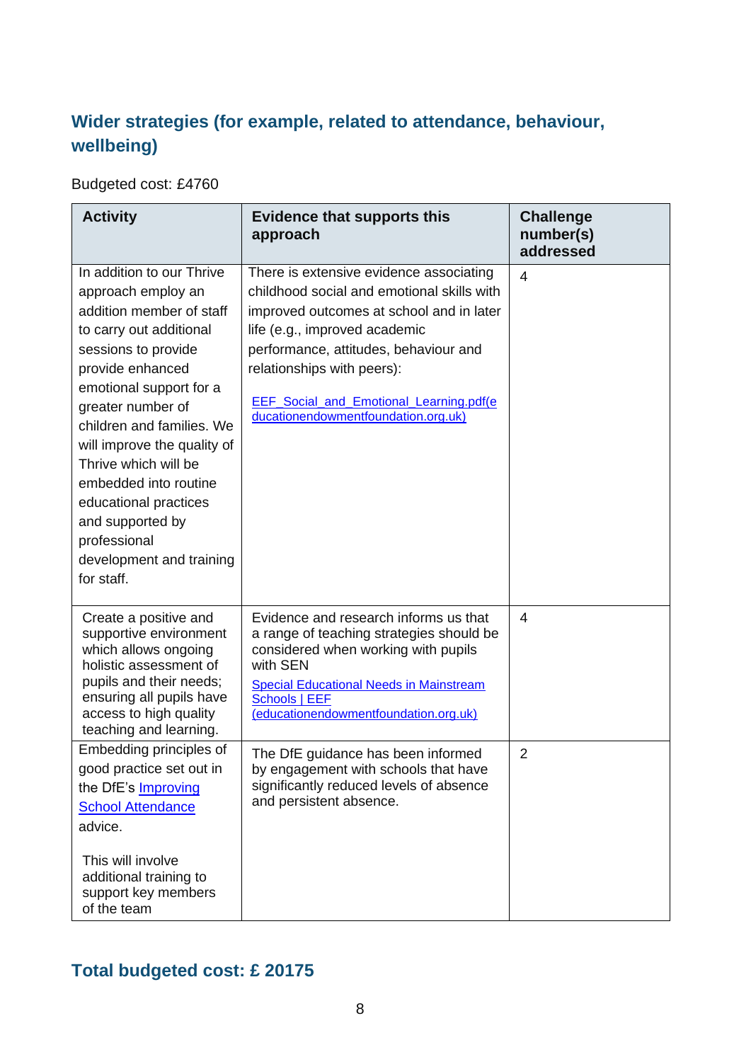## Wider strategies (for example, related to attendance, behaviour, wellbeing)

Budgeted cost: £4760

| Activity | Evidence that supports this approach | Challenge number(s) addressed |
|---|---|---|
| In addition to our Thrive approach employ an addition member of staff to carry out additional sessions to provide provide enhanced emotional support for a greater number of children and families. We will improve the quality of Thrive which will be embedded into routine educational practices and supported by professional development and training for staff. | There is extensive evidence associating childhood social and emotional skills with improved outcomes at school and in later life (e.g., improved academic performance, attitudes, behaviour and relationships with peers): [EEF_Social_and_Emotional_Learning.pdf(educationendowmentfoundation.org.uk)]() | 4 |
| Create a positive and supportive environment which allows ongoing holistic assessment of pupils and their needs; ensuring all pupils have access to high quality teaching and learning. | Evidence and research informs us that a range of teaching strategies should be considered when working with pupils with SEN [Special Educational Needs in Mainstream Schools \| EEF (educationendowmentfoundation.org.uk)]() | 4 |
| Embedding principles of good practice set out in the DfE's [Improving School Attendance]() advice. This will involve additional training to support key members of the team | The DfE guidance has been informed by engagement with schools that have significantly reduced levels of absence and persistent absence. | 2 |

## Total budgeted cost: £ 20175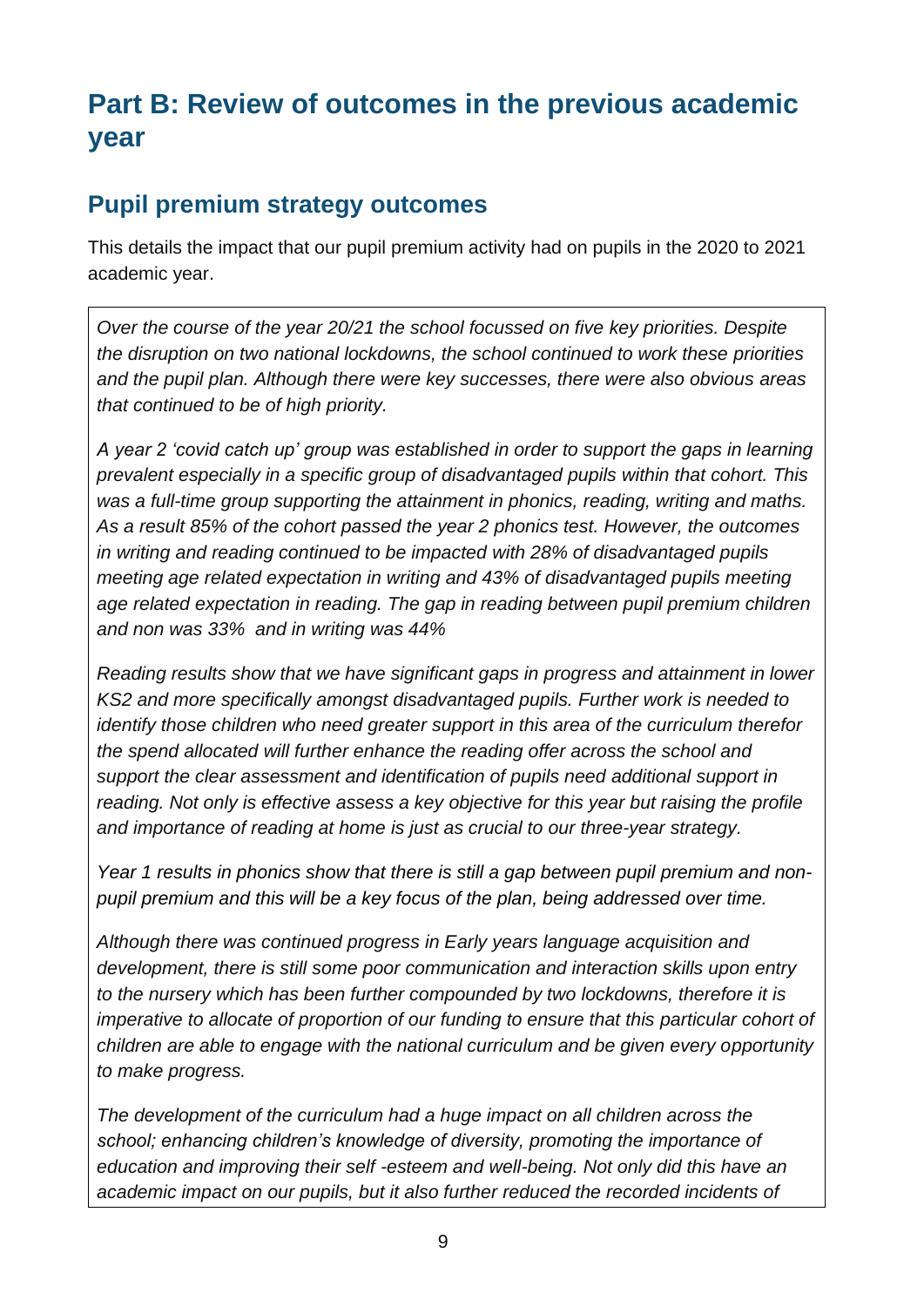# Part B: Review of outcomes in the previous academic year

## Pupil premium strategy outcomes

This details the impact that our pupil premium activity had on pupils in the 2020 to 2021 academic year.

*Over the course of the year 20/21 the school focussed on five key priorities. Despite the disruption on two national lockdowns, the school continued to work these priorities and the pupil plan. Although there were key successes, there were also obvious areas that continued to be of high priority.*

*A year 2 'covid catch up' group was established in order to support the gaps in learning prevalent especially in a specific group of disadvantaged pupils within that cohort. This was a full-time group supporting the attainment in phonics, reading, writing and maths. As a result 85% of the cohort passed the year 2 phonics test. However, the outcomes in writing and reading continued to be impacted with 28% of disadvantaged pupils meeting age related expectation in writing and 43% of disadvantaged pupils meeting age related expectation in reading. The gap in reading between pupil premium children and non was 33% and in writing was 44%*

*Reading results show that we have significant gaps in progress and attainment in lower KS2 and more specifically amongst disadvantaged pupils. Further work is needed to identify those children who need greater support in this area of the curriculum therefor the spend allocated will further enhance the reading offer across the school and support the clear assessment and identification of pupils need additional support in reading. Not only is effective assess a key objective for this year but raising the profile and importance of reading at home is just as crucial to our three-year strategy.*

*Year 1 results in phonics show that there is still a gap between pupil premium and non-pupil premium and this will be a key focus of the plan, being addressed over time.*

*Although there was continued progress in Early years language acquisition and development, there is still some poor communication and interaction skills upon entry to the nursery which has been further compounded by two lockdowns, therefore it is imperative to allocate of proportion of our funding to ensure that this particular cohort of children are able to engage with the national curriculum and be given every opportunity to make progress.*

*The development of the curriculum had a huge impact on all children across the school; enhancing children's knowledge of diversity, promoting the importance of education and improving their self -esteem and well-being. Not only did this have an academic impact on our pupils, but it also further reduced the recorded incidents of*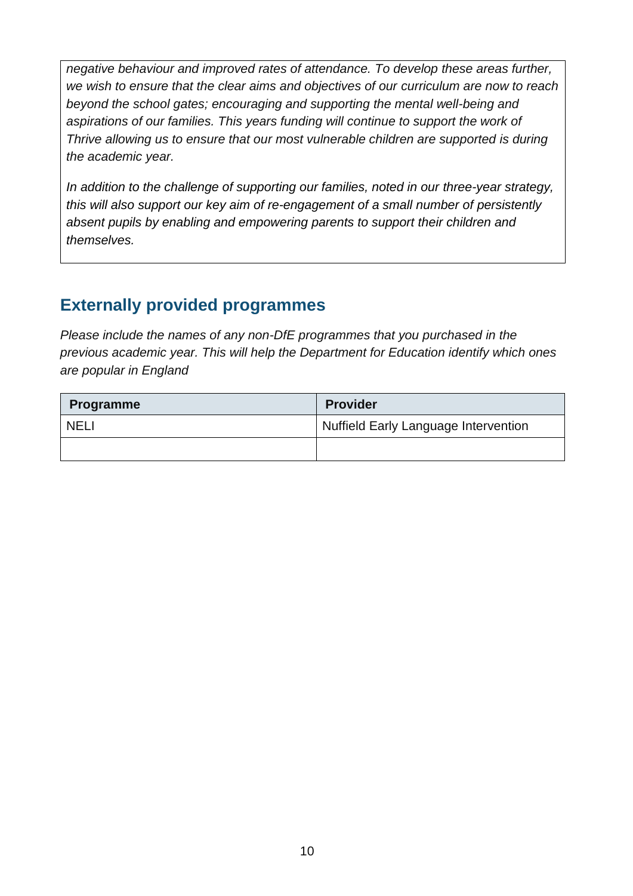*negative behaviour and improved rates of attendance. To develop these areas further, we wish to ensure that the clear aims and objectives of our curriculum are now to reach beyond the school gates; encouraging and supporting the mental well-being and aspirations of our families. This years funding will continue to support the work of Thrive allowing us to ensure that our most vulnerable children are supported is during the academic year.*

*In addition to the challenge of supporting our families, noted in our three-year strategy, this will also support our key aim of re-engagement of a small number of persistently absent pupils by enabling and empowering parents to support their children and themselves.*

## Externally provided programmes

*Please include the names of any non-DfE programmes that you purchased in the previous academic year. This will help the Department for Education identify which ones are popular in England*

| Programme | Provider |
|---|---|
| NELI | Nuffield Early Language Intervention |
| | |